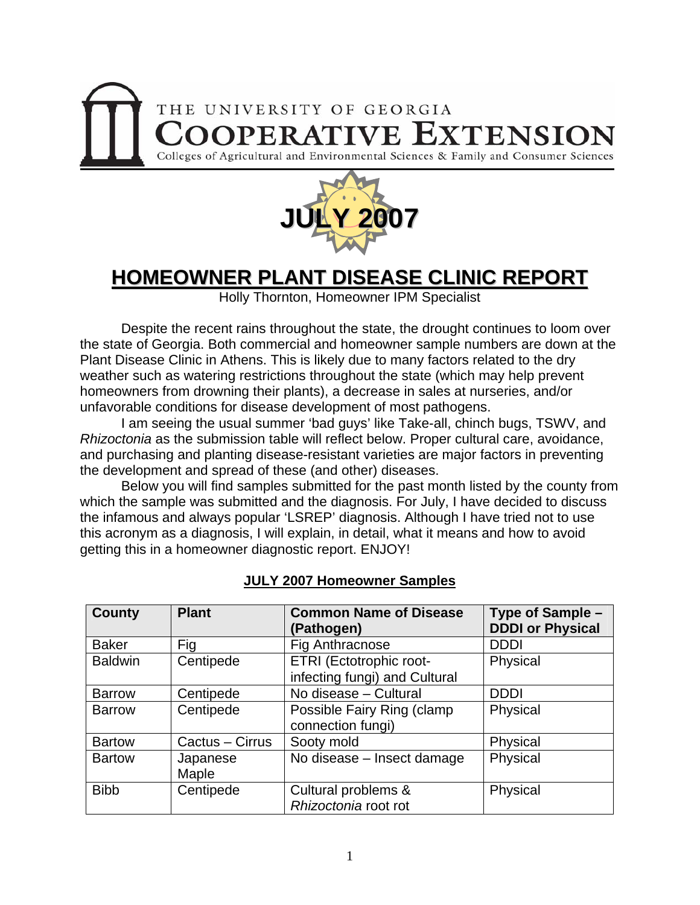THE UNIVERSITY OF GEORGIA

# COOPERATIVE EXTENSION

Colleges of Agricultural and Environmental Sciences & Family and Consumer Sciences

**JULY 2007**

# HOMEOWNER PLANT DISEASE CLINIC REPORT

Holly Thornton, Homeowner IPM Specialist

Despite the recent rains throughout the state, the drought continues to loom over the state of Georgia. Both commercial and homeowner sample numbers are down at the Plant Disease Clinic in Athens. This is likely due to many factors related to the dry weather such as watering restrictions throughout the state (which may help prevent homeowners from drowning their plants), a decrease in sales at nurseries, and/or unfavorable conditions for disease development of most pathogens.

I am seeing the usual summer 'bad guys' like Take-all, chinch bugs, TSWV, and *Rhizoctonia* as the submission table will reflect below. Proper cultural care, avoidance, and purchasing and planting disease-resistant varieties are major factors in preventing the development and spread of these (and other) diseases.

Below you will find samples submitted for the past month listed by the county from which the sample was submitted and the diagnosis. For July, I have decided to discuss the infamous and always popular 'LSREP' diagnosis. Although I have tried not to use this acronym as a diagnosis, I will explain, in detail, what it means and how to avoid getting this in a homeowner diagnostic report. ENJOY!

## JULY 2007 Homeowner Samples

| County | Plant | Common Name of Disease (Pathogen) | Type of Sample – DDDI or Physical |
|---|---|---|---|
| Baker | Fig | Fig Anthracnose | DDDI |
| Baldwin | Centipede | ETRI (Ectotrophic root-infecting fungi) and Cultural | Physical |
| Barrow | Centipede | No disease – Cultural | DDDI |
| Barrow | Centipede | Possible Fairy Ring (clamp connection fungi) | Physical |
| Bartow | Cactus – Cirrus | Sooty mold | Physical |
| Bartow | Japanese Maple | No disease – Insect damage | Physical |
| Bibb | Centipede | Cultural problems & *Rhizoctonia* root rot | Physical |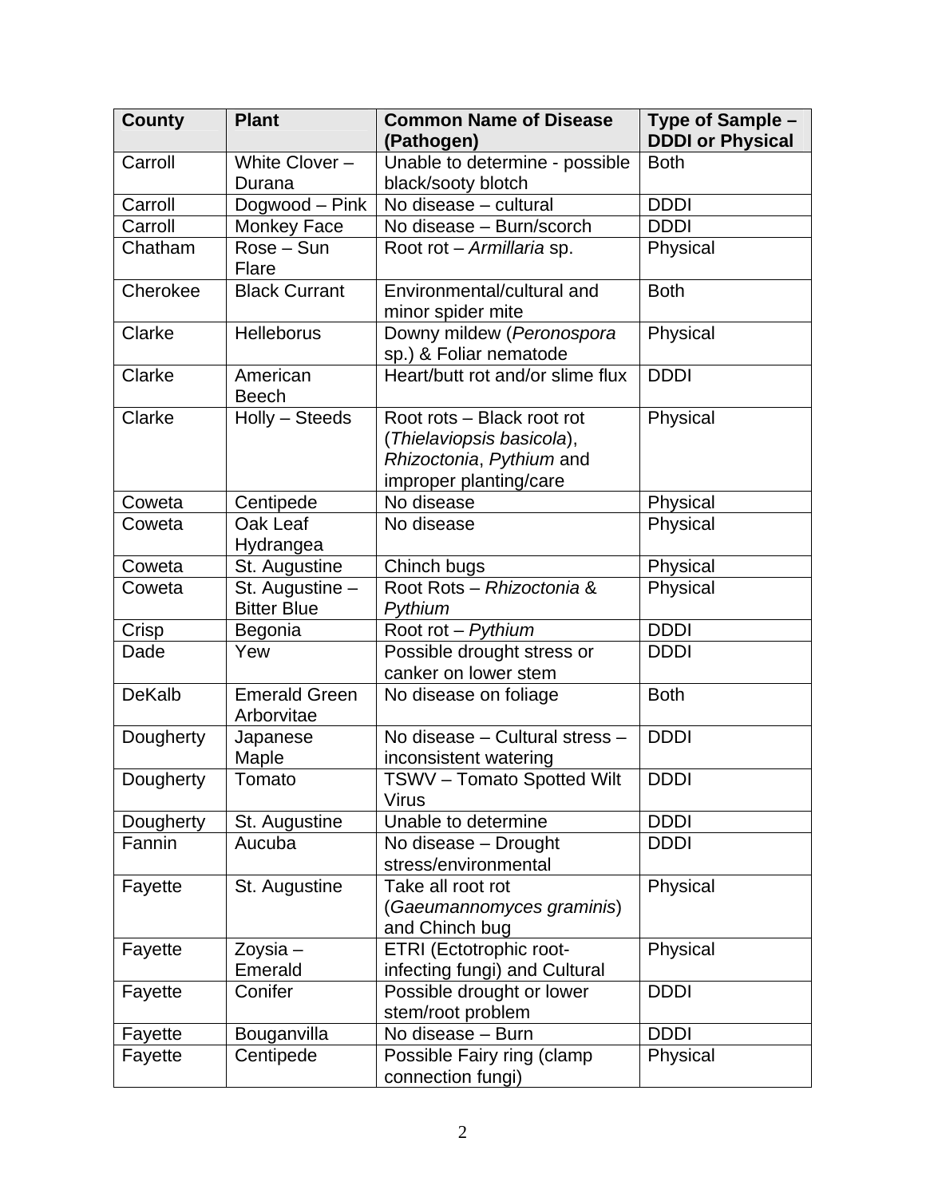| County | Plant | Common Name of Disease (Pathogen) | Type of Sample – DDDI or Physical |
|---|---|---|---|
| Carroll | White Clover – Durana | Unable to determine - possible black/sooty blotch | Both |
| Carroll | Dogwood – Pink | No disease – cultural | DDDI |
| Carroll | Monkey Face | No disease – Burn/scorch | DDDI |
| Chatham | Rose – Sun Flare | Root rot – *Armillaria* sp. | Physical |
| Cherokee | Black Currant | Environmental/cultural and minor spider mite | Both |
| Clarke | Helleborus | Downy mildew (*Peronospora* sp.) & Foliar nematode | Physical |
| Clarke | American Beech | Heart/butt rot and/or slime flux | DDDI |
| Clarke | Holly – Steeds | Root rots – Black root rot (*Thielaviopsis basicola*), *Rhizoctonia*, *Pythium* and improper planting/care | Physical |
| Coweta | Centipede | No disease | Physical |
| Coweta | Oak Leaf Hydrangea | No disease | Physical |
| Coweta | St. Augustine | Chinch bugs | Physical |
| Coweta | St. Augustine – Bitter Blue | Root Rots – *Rhizoctonia* & *Pythium* | Physical |
| Crisp | Begonia | Root rot – *Pythium* | DDDI |
| Dade | Yew | Possible drought stress or canker on lower stem | DDDI |
| DeKalb | Emerald Green Arborvitae | No disease on foliage | Both |
| Dougherty | Japanese Maple | No disease – Cultural stress – inconsistent watering | DDDI |
| Dougherty | Tomato | TSWV – Tomato Spotted Wilt Virus | DDDI |
| Dougherty | St. Augustine | Unable to determine | DDDI |
| Fannin | Aucuba | No disease – Drought stress/environmental | DDDI |
| Fayette | St. Augustine | Take all root rot (*Gaeumannomyces graminis*) and Chinch bug | Physical |
| Fayette | Zoysia – Emerald | ETRI (Ectotrophic root-infecting fungi) and Cultural | Physical |
| Fayette | Conifer | Possible drought or lower stem/root problem | DDDI |
| Fayette | Bouganvilla | No disease – Burn | DDDI |
| Fayette | Centipede | Possible Fairy ring (clamp connection fungi) | Physical |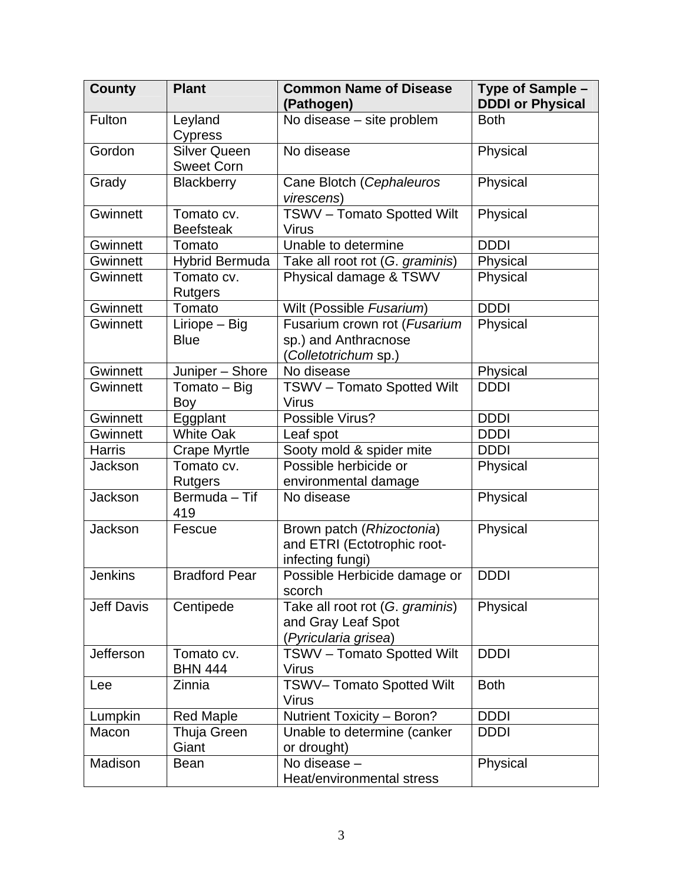| County | Plant | Common Name of Disease (Pathogen) | Type of Sample – DDDI or Physical |
|---|---|---|---|
| Fulton | Leyland Cypress | No disease – site problem | Both |
| Gordon | Silver Queen Sweet Corn | No disease | Physical |
| Grady | Blackberry | Cane Blotch (*Cephaleuros virescens*) | Physical |
| Gwinnett | Tomato cv. Beefsteak | TSWV – Tomato Spotted Wilt Virus | Physical |
| Gwinnett | Tomato | Unable to determine | DDDI |
| Gwinnett | Hybrid Bermuda | Take all root rot (*G. graminis*) | Physical |
| Gwinnett | Tomato cv. Rutgers | Physical damage & TSWV | Physical |
| Gwinnett | Tomato | Wilt (Possible *Fusarium*) | DDDI |
| Gwinnett | Liriope – Big Blue | Fusarium crown rot (*Fusarium* sp.) and Anthracnose (*Colletotrichum* sp.) | Physical |
| Gwinnett | Juniper – Shore | No disease | Physical |
| Gwinnett | Tomato – Big Boy | TSWV – Tomato Spotted Wilt Virus | DDDI |
| Gwinnett | Eggplant | Possible Virus? | DDDI |
| Gwinnett | White Oak | Leaf spot | DDDI |
| Harris | Crape Myrtle | Sooty mold & spider mite | DDDI |
| Jackson | Tomato cv. Rutgers | Possible herbicide or environmental damage | Physical |
| Jackson | Bermuda – Tif 419 | No disease | Physical |
| Jackson | Fescue | Brown patch (*Rhizoctonia*) and ETRI (Ectotrophic root-infecting fungi) | Physical |
| Jenkins | Bradford Pear | Possible Herbicide damage or scorch | DDDI |
| Jeff Davis | Centipede | Take all root rot (*G. graminis*) and Gray Leaf Spot (*Pyricularia grisea*) | Physical |
| Jefferson | Tomato cv. BHN 444 | TSWV – Tomato Spotted Wilt Virus | DDDI |
| Lee | Zinnia | TSWV– Tomato Spotted Wilt Virus | Both |
| Lumpkin | Red Maple | Nutrient Toxicity – Boron? | DDDI |
| Macon | Thuja Green Giant | Unable to determine (canker or drought) | DDDI |
| Madison | Bean | No disease – Heat/environmental stress | Physical |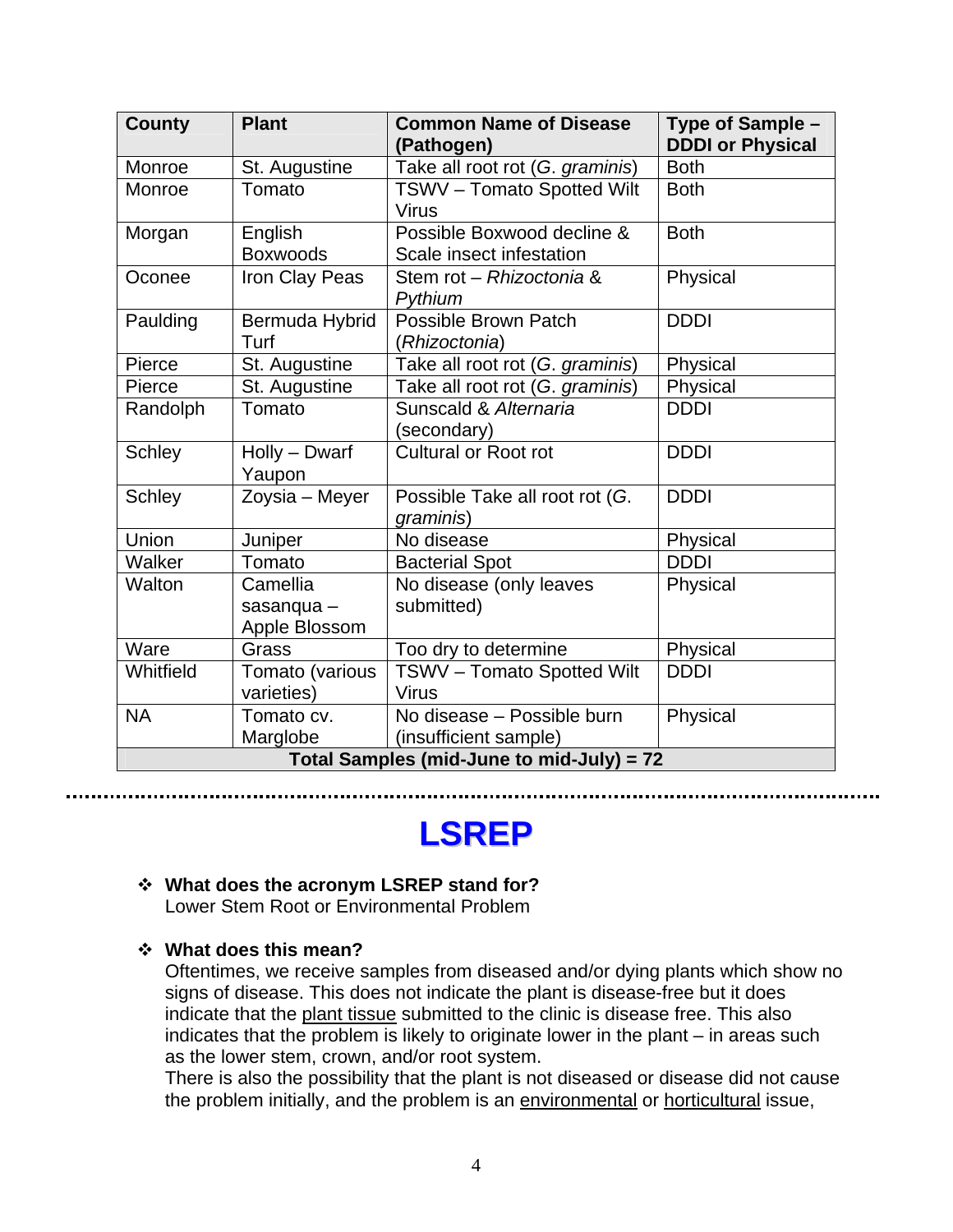| County | Plant | Common Name of Disease (Pathogen) | Type of Sample – DDDI or Physical |
|---|---|---|---|
| Monroe | St. Augustine | Take all root rot (*G. graminis*) | Both |
| Monroe | Tomato | TSWV – Tomato Spotted Wilt Virus | Both |
| Morgan | English Boxwoods | Possible Boxwood decline & Scale insect infestation | Both |
| Oconee | Iron Clay Peas | Stem rot – *Rhizoctonia* & *Pythium* | Physical |
| Paulding | Bermuda Hybrid Turf | Possible Brown Patch (*Rhizoctonia*) | DDDI |
| Pierce | St. Augustine | Take all root rot (*G. graminis*) | Physical |
| Pierce | St. Augustine | Take all root rot (*G. graminis*) | Physical |
| Randolph | Tomato | Sunscald & *Alternaria* (secondary) | DDDI |
| Schley | Holly – Dwarf Yaupon | Cultural or Root rot | DDDI |
| Schley | Zoysia – Meyer | Possible Take all root rot (*G. graminis*) | DDDI |
| Union | Juniper | No disease | Physical |
| Walker | Tomato | Bacterial Spot | DDDI |
| Walton | Camellia sasanqua – Apple Blossom | No disease (only leaves submitted) | Physical |
| Ware | Grass | Too dry to determine | Physical |
| Whitfield | Tomato (various varieties) | TSWV – Tomato Spotted Wilt Virus | DDDI |
| NA | Tomato cv. Marglobe | No disease – Possible burn (insufficient sample) | Physical |
| **Total Samples (mid-June to mid-July) = 72** | | | |

# LSREP

- **What does the acronym LSREP stand for?**
  Lower Stem Root or Environmental Problem

- **What does this mean?**
  Oftentimes, we receive samples from diseased and/or dying plants which show no signs of disease. This does not indicate the plant is disease-free but it does indicate that the plant tissue submitted to the clinic is disease free. This also indicates that the problem is likely to originate lower in the plant – in areas such as the lower stem, crown, and/or root system.
  There is also the possibility that the plant is not diseased or disease did not cause the problem initially, and the problem is an environmental or horticultural issue,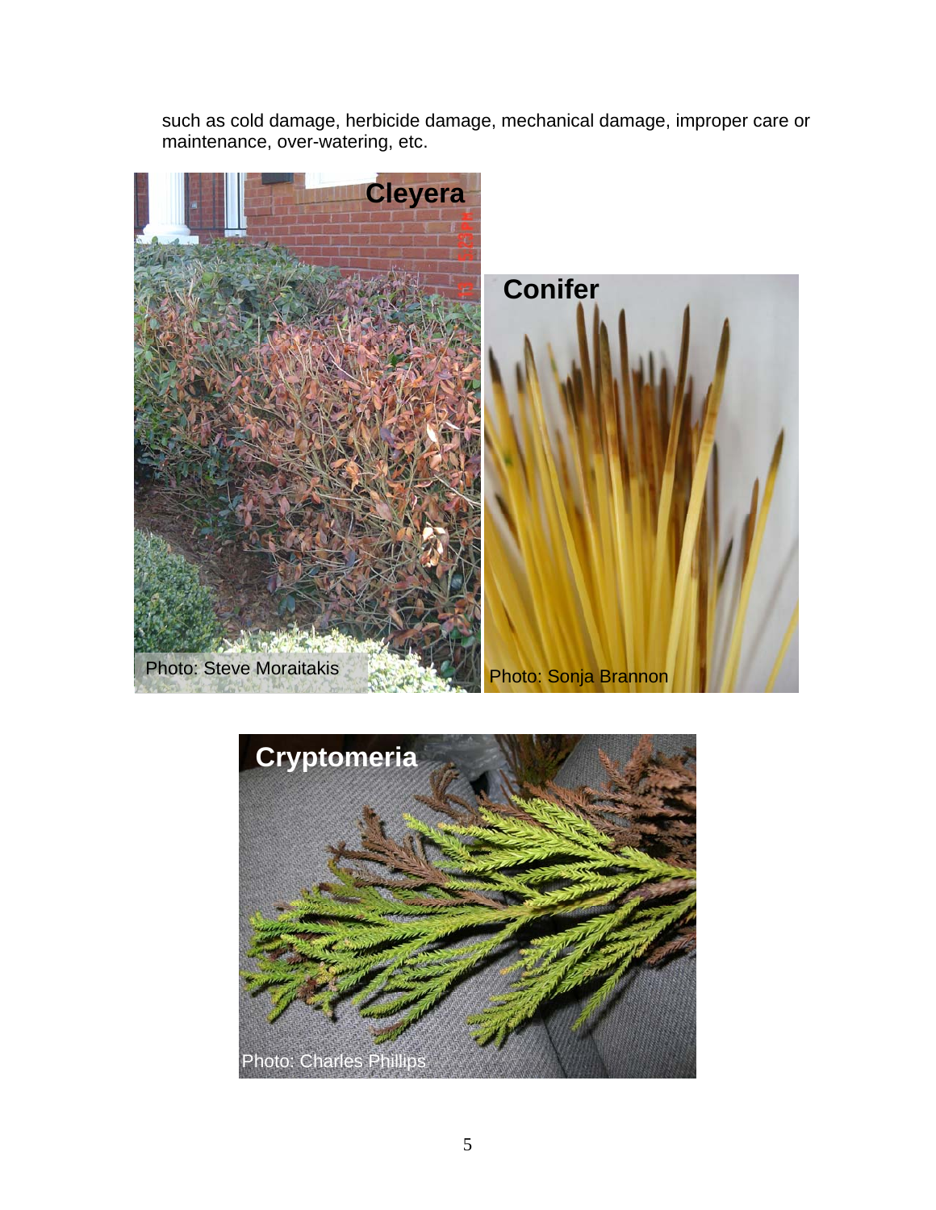such as cold damage, herbicide damage, mechanical damage, improper care or maintenance, over-watering, etc.

Cleyera

Photo: Steve Moraitakis

Conifer

Photo: Sonja Brannon

Cryptomeria

Photo: Charles Phillips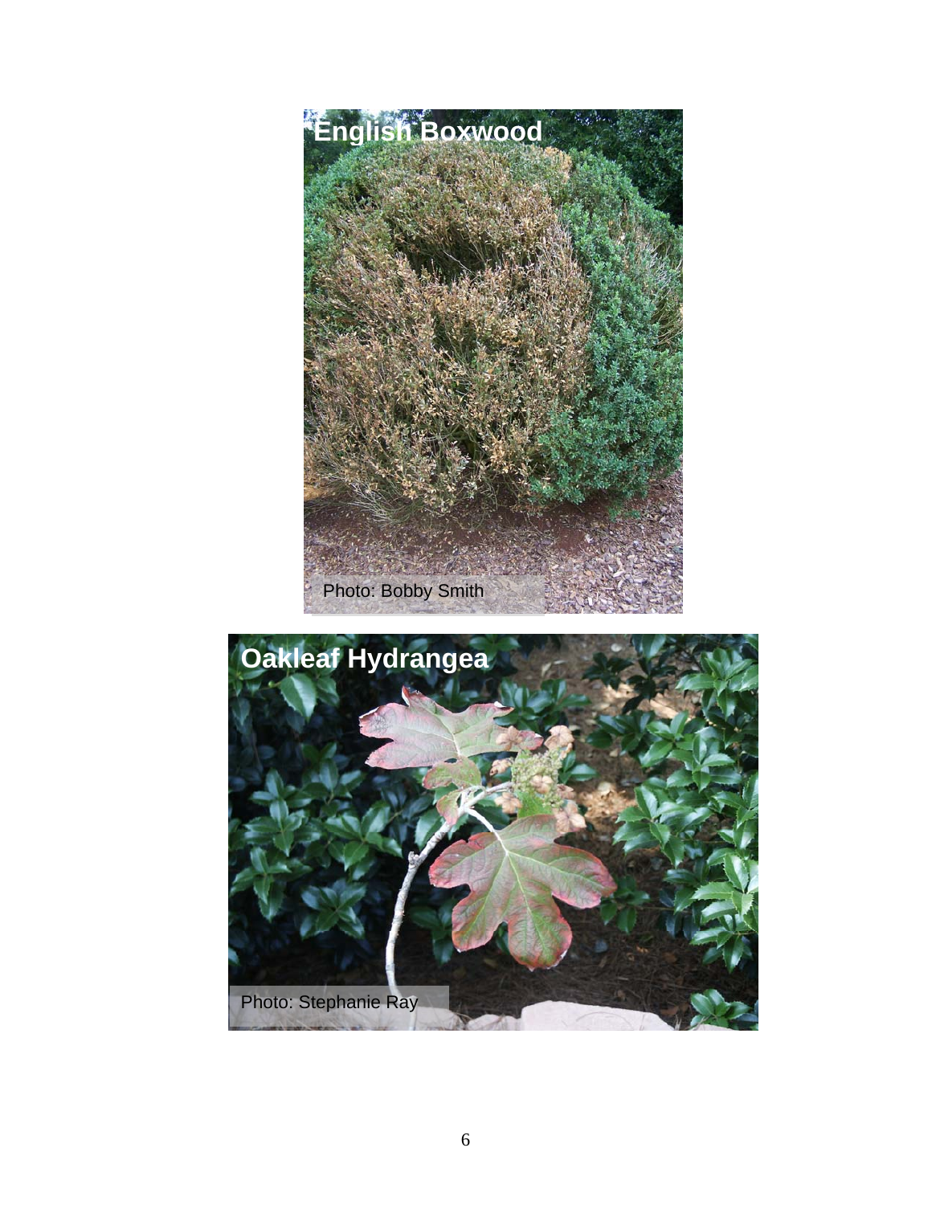English Boxwood

Photo: Bobby Smith

Oakleaf Hydrangea

Photo: Stephanie Ray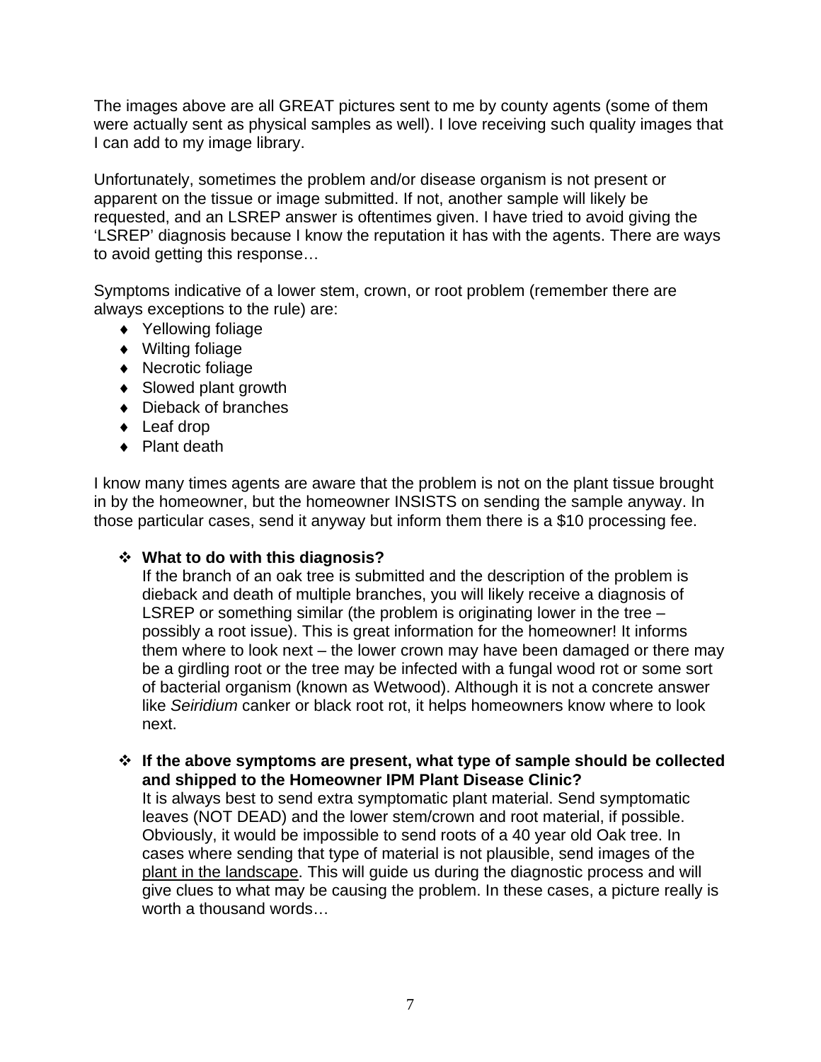The images above are all GREAT pictures sent to me by county agents (some of them were actually sent as physical samples as well). I love receiving such quality images that I can add to my image library.

Unfortunately, sometimes the problem and/or disease organism is not present or apparent on the tissue or image submitted. If not, another sample will likely be requested, and an LSREP answer is oftentimes given. I have tried to avoid giving the 'LSREP' diagnosis because I know the reputation it has with the agents. There are ways to avoid getting this response…

Symptoms indicative of a lower stem, crown, or root problem (remember there are always exceptions to the rule) are:

- Yellowing foliage
- Wilting foliage
- Necrotic foliage
- Slowed plant growth
- Dieback of branches
- Leaf drop
- Plant death

I know many times agents are aware that the problem is not on the plant tissue brought in by the homeowner, but the homeowner INSISTS on sending the sample anyway. In those particular cases, send it anyway but inform them there is a $10 processing fee.

- **What to do with this diagnosis?**
  If the branch of an oak tree is submitted and the description of the problem is dieback and death of multiple branches, you will likely receive a diagnosis of LSREP or something similar (the problem is originating lower in the tree – possibly a root issue). This is great information for the homeowner! It informs them where to look next – the lower crown may have been damaged or there may be a girdling root or the tree may be infected with a fungal wood rot or some sort of bacterial organism (known as Wetwood). Although it is not a concrete answer like *Seiridium* canker or black root rot, it helps homeowners know where to look next.

- **If the above symptoms are present, what type of sample should be collected and shipped to the Homeowner IPM Plant Disease Clinic?**
  It is always best to send extra symptomatic plant material. Send symptomatic leaves (NOT DEAD) and the lower stem/crown and root material, if possible. Obviously, it would be impossible to send roots of a 40 year old Oak tree. In cases where sending that type of material is not plausible, send images of the plant in the landscape. This will guide us during the diagnostic process and will give clues to what may be causing the problem. In these cases, a picture really is worth a thousand words…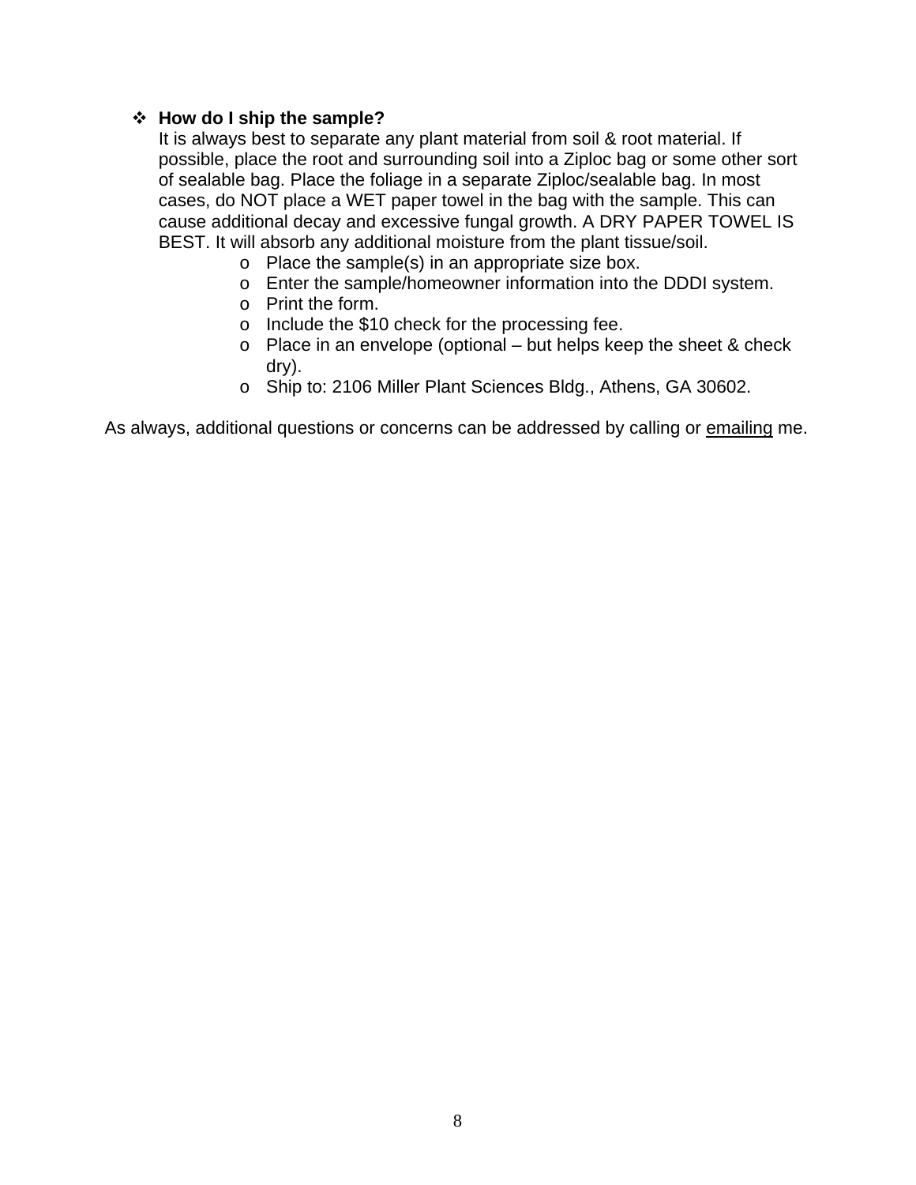- **How do I ship the sample?**
  It is always best to separate any plant material from soil & root material. If possible, place the root and surrounding soil into a Ziploc bag or some other sort of sealable bag. Place the foliage in a separate Ziploc/sealable bag. In most cases, do NOT place a WET paper towel in the bag with the sample. This can cause additional decay and excessive fungal growth. A DRY PAPER TOWEL IS BEST. It will absorb any additional moisture from the plant tissue/soil.
    - Place the sample(s) in an appropriate size box.
    - Enter the sample/homeowner information into the DDDI system.
    - Print the form.
    - Include the $10 check for the processing fee.
    - Place in an envelope (optional – but helps keep the sheet & check dry).
    - Ship to: 2106 Miller Plant Sciences Bldg., Athens, GA 30602.

As always, additional questions or concerns can be addressed by calling or emailing me.